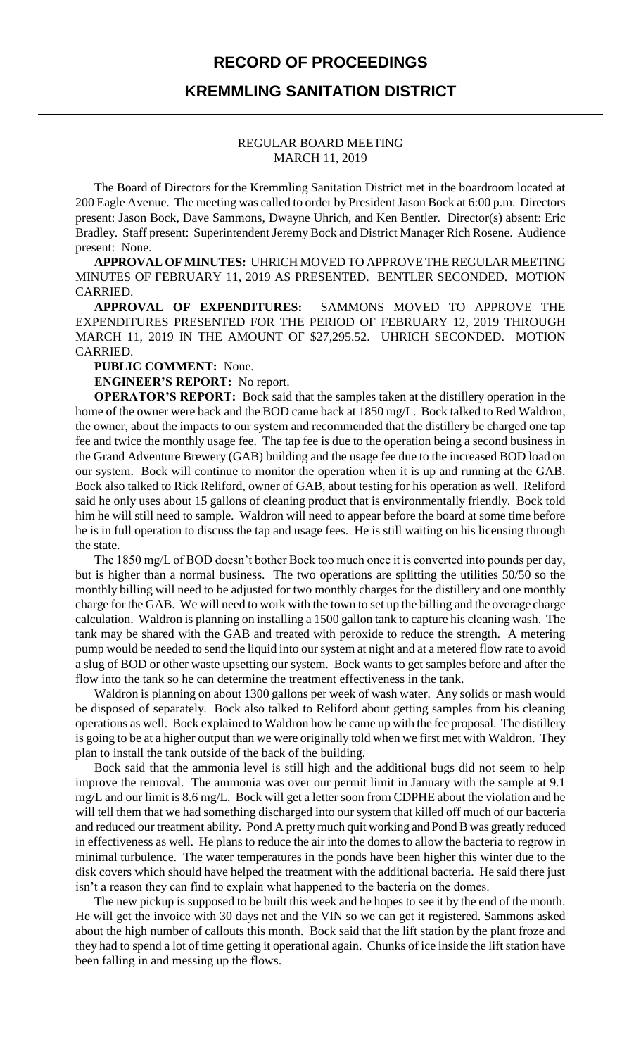# RECORD OF PROCEEDINGS

## KREMMLING SANITATION DISTRICT

REGULAR BOARD MEETING
MARCH 11, 2019

The Board of Directors for the Kremmling Sanitation District met in the boardroom located at 200 Eagle Avenue. The meeting was called to order by President Jason Bock at 6:00 p.m. Directors present: Jason Bock, Dave Sammons, Dwayne Uhrich, and Ken Bentler. Director(s) absent: Eric Bradley. Staff present: Superintendent Jeremy Bock and District Manager Rich Rosene. Audience present: None.

**APPROVAL OF MINUTES:** UHRICH MOVED TO APPROVE THE REGULAR MEETING MINUTES OF FEBRUARY 11, 2019 AS PRESENTED. BENTLER SECONDED. MOTION CARRIED.

**APPROVAL OF EXPENDITURES:** SAMMONS MOVED TO APPROVE THE EXPENDITURES PRESENTED FOR THE PERIOD OF FEBRUARY 12, 2019 THROUGH MARCH 11, 2019 IN THE AMOUNT OF $27,295.52. UHRICH SECONDED. MOTION CARRIED.

**PUBLIC COMMENT:** None.

**ENGINEER'S REPORT:** No report.

**OPERATOR'S REPORT:** Bock said that the samples taken at the distillery operation in the home of the owner were back and the BOD came back at 1850 mg/L. Bock talked to Red Waldron, the owner, about the impacts to our system and recommended that the distillery be charged one tap fee and twice the monthly usage fee. The tap fee is due to the operation being a second business in the Grand Adventure Brewery (GAB) building and the usage fee due to the increased BOD load on our system. Bock will continue to monitor the operation when it is up and running at the GAB. Bock also talked to Rick Reliford, owner of GAB, about testing for his operation as well. Reliford said he only uses about 15 gallons of cleaning product that is environmentally friendly. Bock told him he will still need to sample. Waldron will need to appear before the board at some time before he is in full operation to discuss the tap and usage fees. He is still waiting on his licensing through the state.

The 1850 mg/L of BOD doesn't bother Bock too much once it is converted into pounds per day, but is higher than a normal business. The two operations are splitting the utilities 50/50 so the monthly billing will need to be adjusted for two monthly charges for the distillery and one monthly charge for the GAB. We will need to work with the town to set up the billing and the overage charge calculation. Waldron is planning on installing a 1500 gallon tank to capture his cleaning wash. The tank may be shared with the GAB and treated with peroxide to reduce the strength. A metering pump would be needed to send the liquid into our system at night and at a metered flow rate to avoid a slug of BOD or other waste upsetting our system. Bock wants to get samples before and after the flow into the tank so he can determine the treatment effectiveness in the tank.

Waldron is planning on about 1300 gallons per week of wash water. Any solids or mash would be disposed of separately. Bock also talked to Reliford about getting samples from his cleaning operations as well. Bock explained to Waldron how he came up with the fee proposal. The distillery is going to be at a higher output than we were originally told when we first met with Waldron. They plan to install the tank outside of the back of the building.

Bock said that the ammonia level is still high and the additional bugs did not seem to help improve the removal. The ammonia was over our permit limit in January with the sample at 9.1 mg/L and our limit is 8.6 mg/L. Bock will get a letter soon from CDPHE about the violation and he will tell them that we had something discharged into our system that killed off much of our bacteria and reduced our treatment ability. Pond A pretty much quit working and Pond B was greatly reduced in effectiveness as well. He plans to reduce the air into the domes to allow the bacteria to regrow in minimal turbulence. The water temperatures in the ponds have been higher this winter due to the disk covers which should have helped the treatment with the additional bacteria. He said there just isn't a reason they can find to explain what happened to the bacteria on the domes.

The new pickup is supposed to be built this week and he hopes to see it by the end of the month. He will get the invoice with 30 days net and the VIN so we can get it registered. Sammons asked about the high number of callouts this month. Bock said that the lift station by the plant froze and they had to spend a lot of time getting it operational again. Chunks of ice inside the lift station have been falling in and messing up the flows.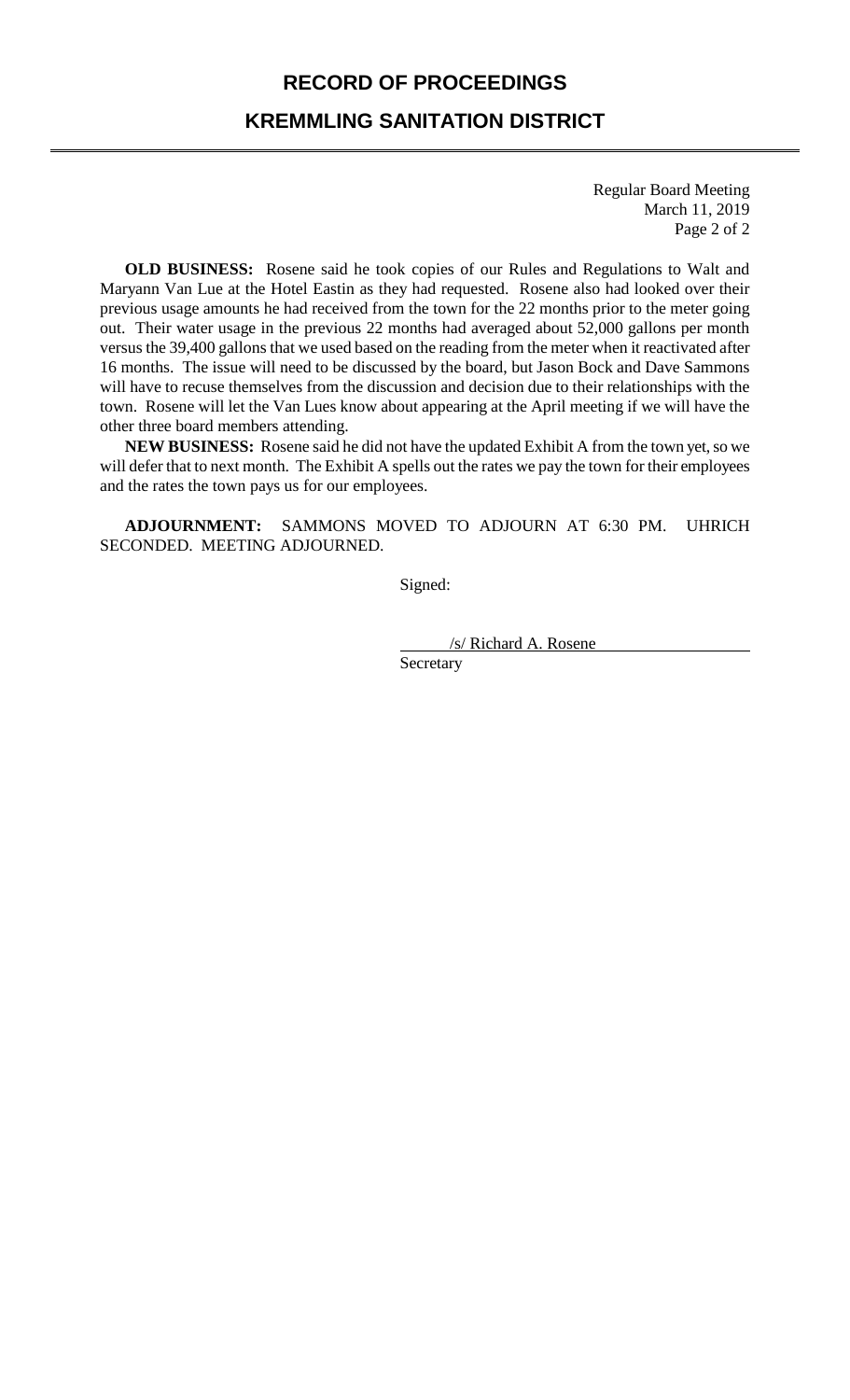Regular Board Meeting
March 11, 2019

**OLD BUSINESS:** Rosene said he took copies of our Rules and Regulations to Walt and Maryann Van Lue at the Hotel Eastin as they had requested. Rosene also had looked over their previous usage amounts he had received from the town for the 22 months prior to the meter going out. Their water usage in the previous 22 months had averaged about 52,000 gallons per month versus the 39,400 gallons that we used based on the reading from the meter when it reactivated after 16 months. The issue will need to be discussed by the board, but Jason Bock and Dave Sammons will have to recuse themselves from the discussion and decision due to their relationships with the town. Rosene will let the Van Lues know about appearing at the April meeting if we will have the other three board members attending.

**NEW BUSINESS:** Rosene said he did not have the updated Exhibit A from the town yet, so we will defer that to next month. The Exhibit A spells out the rates we pay the town for their employees and the rates the town pays us for our employees.

**ADJOURNMENT:** SAMMONS MOVED TO ADJOURN AT 6:30 PM. UHRICH SECONDED. MEETING ADJOURNED.

Signed:

/s/ Richard A. Rosene
Secretary